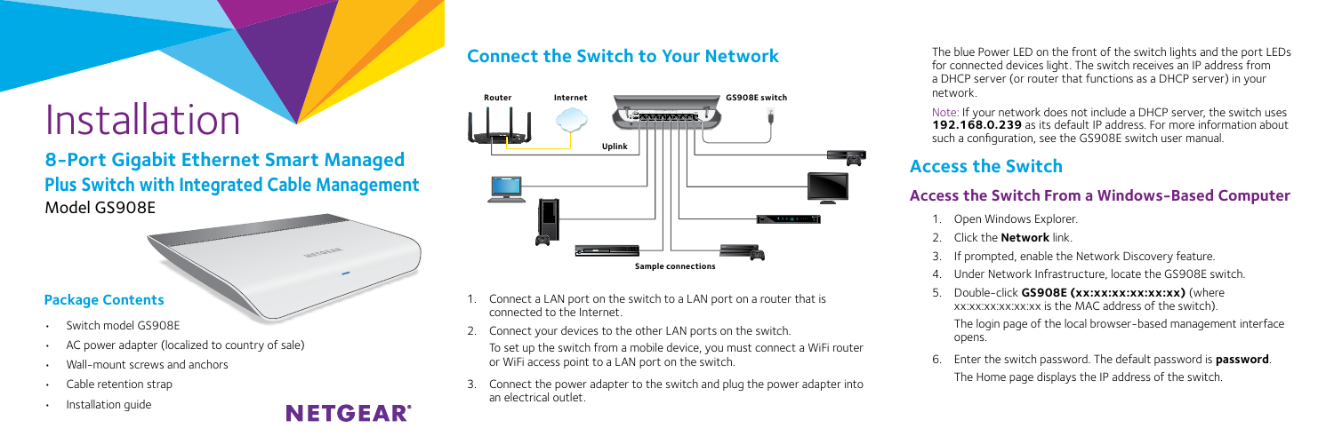# Installation

## 8-Port Gigabit Ethernet Smart Managed Plus Switch with Integrated Cable Management

Model GS908E

### Package Contents

- Switch model GS908E
- AC power adapter (localized to country of sale)
- Wall-mount screws and anchors
- Cable retention strap
- Installation guide

## Connect the Switch to Your Network

Sample connections

1. Connect a LAN port on the switch to a LAN port on a router that is connected to the Internet.
2. Connect your devices to the other LAN ports on the switch.

   To set up the switch from a mobile device, you must connect a WiFi router or WiFi access point to a LAN port on the switch.
3. Connect the power adapter to the switch and plug the power adapter into an electrical outlet.

The blue Power LED on the front of the switch lights and the port LEDs for connected devices light. The switch receives an IP address from a DHCP server (or router that functions as a DHCP server) in your network.

Note: If your network does not include a DHCP server, the switch uses **192.168.0.239** as its default IP address. For more information about such a configuration, see the GS908E switch user manual.

## Access the Switch

### Access the Switch From a Windows-Based Computer

1. Open Windows Explorer.
2. Click the **Network** link.
3. If prompted, enable the Network Discovery feature.
4. Under Network Infrastructure, locate the GS908E switch.
5. Double-click **GS908E (xx:xx:xx:xx:xx:xx)** (where xx:xx:xx:xx:xx:xx is the MAC address of the switch).

   The login page of the local browser-based management interface opens.
6. Enter the switch password. The default password is **password**.

   The Home page displays the IP address of the switch.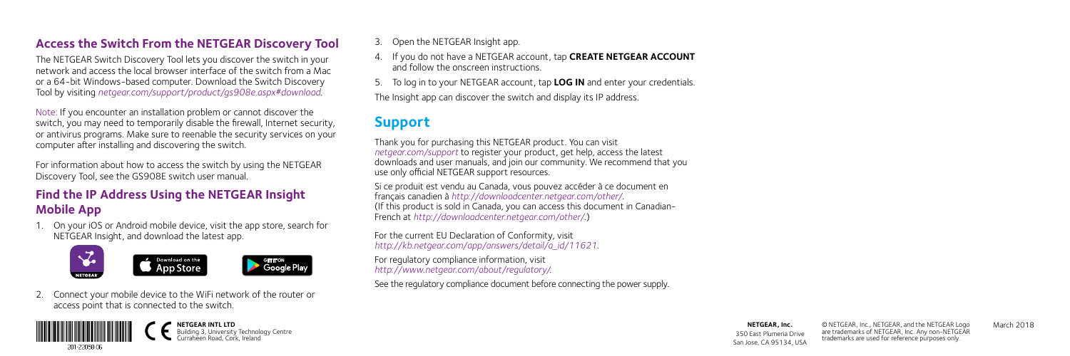## Access the Switch From the NETGEAR Discovery Tool

The NETGEAR Switch Discovery Tool lets you discover the switch in your network and access the local browser interface of the switch from a Mac or a 64-bit Windows-based computer. Download the Switch Discovery Tool by visiting *netgear.com/support/product/gs908e.aspx#download*.

Note: If you encounter an installation problem or cannot discover the switch, you may need to temporarily disable the firewall, Internet security, or antivirus programs. Make sure to reenable the security services on your computer after installing and discovering the switch.

For information about how to access the switch by using the NETGEAR Discovery Tool, see the GS908E switch user manual.

## Find the IP Address Using the NETGEAR Insight Mobile App

1. On your iOS or Android mobile device, visit the app store, search for NETGEAR Insight, and download the latest app.
2. Connect your mobile device to the WiFi network of the router or access point that is connected to the switch.
3. Open the NETGEAR Insight app.
4. If you do not have a NETGEAR account, tap **CREATE NETGEAR ACCOUNT** and follow the onscreen instructions.
5. To log in to your NETGEAR account, tap **LOG IN** and enter your credentials.

The Insight app can discover the switch and display its IP address.

# Support

Thank you for purchasing this NETGEAR product. You can visit *netgear.com/support* to register your product, get help, access the latest downloads and user manuals, and join our community. We recommend that you use only official NETGEAR support resources.

Si ce produit est vendu au Canada, vous pouvez accéder à ce document en français canadien à *http://downloadcenter.netgear.com/other/*.
(If this product is sold in Canada, you can access this document in Canadian-French at *http://downloadcenter.netgear.com/other/*.)

For the current EU Declaration of Conformity, visit
*http://kb.netgear.com/app/answers/detail/a_id/11621*.

For regulatory compliance information, visit
*http://www.netgear.com/about/regulatory/*.

See the regulatory compliance document before connecting the power supply.

201-22058-05

**NETGEAR INTL LTD**
Building 3, University Technology Centre
Curraheen Road, Cork, Ireland

**NETGEAR, Inc.**
350 East Plumeria Drive
San Jose, CA 95134, USA

© NETGEAR, Inc., NETGEAR, and the NETGEAR Logo are trademarks of NETGEAR, Inc. Any non-NETGEAR trademarks are used for reference purposes only.

March 2018